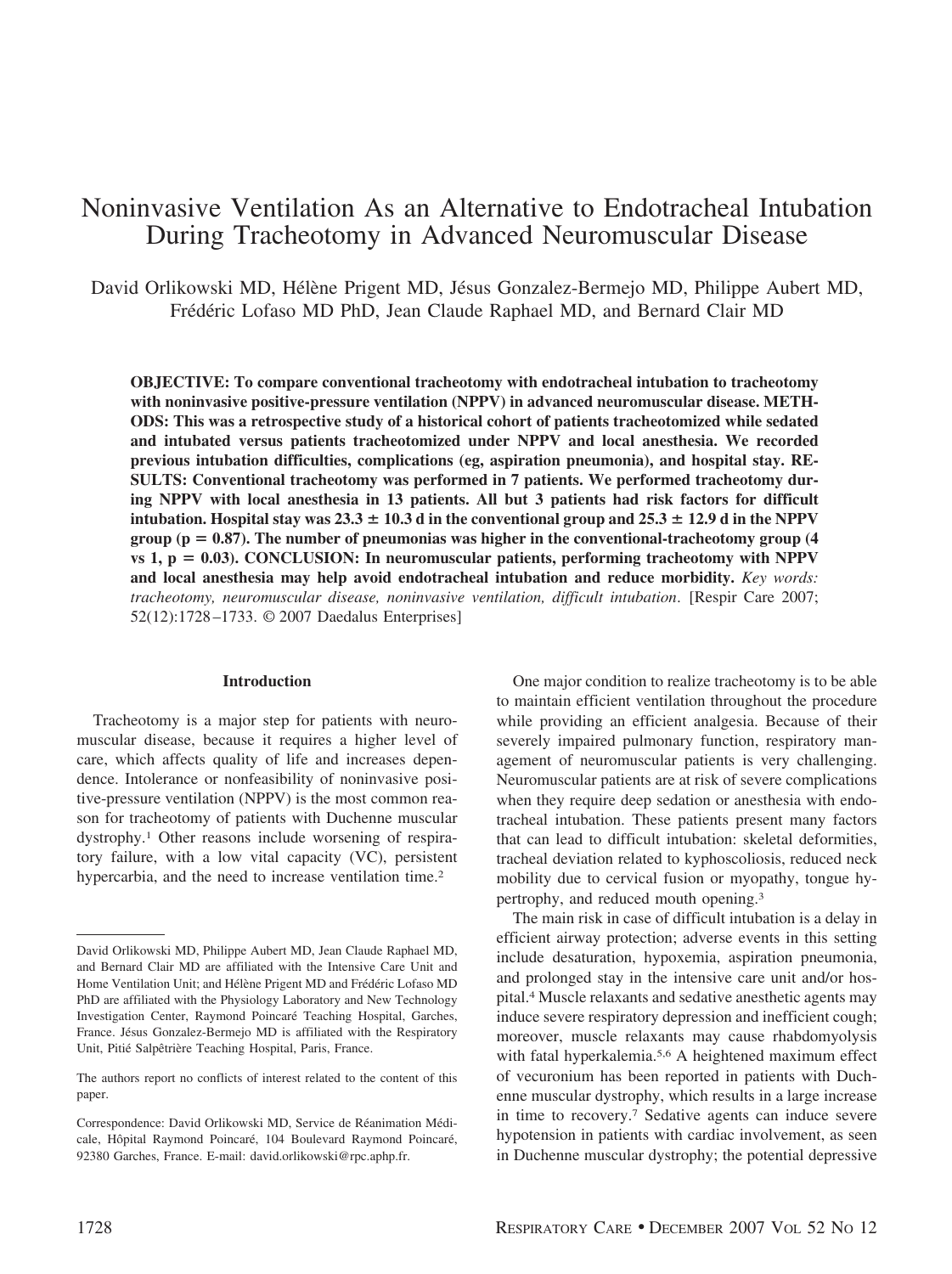# Noninvasive Ventilation As an Alternative to Endotracheal Intubation During Tracheotomy in Advanced Neuromuscular Disease

David Orlikowski MD, Hélène Prigent MD, Jésus Gonzalez-Bermejo MD, Philippe Aubert MD, Frédéric Lofaso MD PhD, Jean Claude Raphael MD, and Bernard Clair MD

**OBJECTIVE: To compare conventional tracheotomy with endotracheal intubation to tracheotomy with noninvasive positive-pressure ventilation (NPPV) in advanced neuromuscular disease. METHODS: This was a retrospective study of a historical cohort of patients tracheotomized while sedated and intubated versus patients tracheotomized under NPPV and local anesthesia. We recorded previous intubation difficulties, complications (eg, aspiration pneumonia), and hospital stay. RESULTS: Conventional tracheotomy was performed in 7 patients. We performed tracheotomy during NPPV with local anesthesia in 13 patients. All but 3 patients had risk factors for difficult intubation. Hospital stay was 23.3 ± 10.3 d in the conventional group and 25.3 ± 12.9 d in the NPPV group ($p = 0.87$). The number of pneumonias was higher in the conventional-tracheotomy group (4 vs 1, $p = 0.03$). CONCLUSION: In neuromuscular patients, performing tracheotomy with NPPV and local anesthesia may help avoid endotracheal intubation and reduce morbidity.** *Key words: tracheotomy, neuromuscular disease, noninvasive ventilation, difficult intubation*. [Respir Care 2007; 52(12):1728–1733. © 2007 Daedalus Enterprises]

## Introduction

Tracheotomy is a major step for patients with neuromuscular disease, because it requires a higher level of care, which affects quality of life and increases dependence. Intolerance or nonfeasibility of noninvasive positive-pressure ventilation (NPPV) is the most common reason for tracheotomy of patients with Duchenne muscular dystrophy.[1] Other reasons include worsening of respiratory failure, with a low vital capacity (VC), persistent hypercarbia, and the need to increase ventilation time.[2]

One major condition to realize tracheotomy is to be able to maintain efficient ventilation throughout the procedure while providing an efficient analgesia. Because of their severely impaired pulmonary function, respiratory management of neuromuscular patients is very challenging. Neuromuscular patients are at risk of severe complications when they require deep sedation or anesthesia with endotracheal intubation. These patients present many factors that can lead to difficult intubation: skeletal deformities, tracheal deviation related to kyphoscoliosis, reduced neck mobility due to cervical fusion or myopathy, tongue hypertrophy, and reduced mouth opening.[3]

The main risk in case of difficult intubation is a delay in efficient airway protection; adverse events in this setting include desaturation, hypoxemia, aspiration pneumonia, and prolonged stay in the intensive care unit and/or hospital.[4] Muscle relaxants and sedative anesthetic agents may induce severe respiratory depression and inefficient cough; moreover, muscle relaxants may cause rhabdomyolysis with fatal hyperkalemia.[5,6] A heightened maximum effect of vecuronium has been reported in patients with Duchenne muscular dystrophy, which results in a large increase in time to recovery.[7] Sedative agents can induce severe hypotension in patients with cardiac involvement, as seen in Duchenne muscular dystrophy; the potential depressive

---

David Orlikowski MD, Philippe Aubert MD, Jean Claude Raphael MD, and Bernard Clair MD are affiliated with the Intensive Care Unit and Home Ventilation Unit; and Hélène Prigent MD and Frédéric Lofaso MD PhD are affiliated with the Physiology Laboratory and New Technology Investigation Center, Raymond Poincaré Teaching Hospital, Garches, France. Jésus Gonzalez-Bermejo MD is affiliated with the Respiratory Unit, Pitié Salpêtrière Teaching Hospital, Paris, France.

The authors report no conflicts of interest related to the content of this paper.

Correspondence: David Orlikowski MD, Service de Réanimation Médicale, Hôpital Raymond Poincaré, 104 Boulevard Raymond Poincaré, 92380 Garches, France. E-mail: david.orlikowski@rpc.aphp.fr.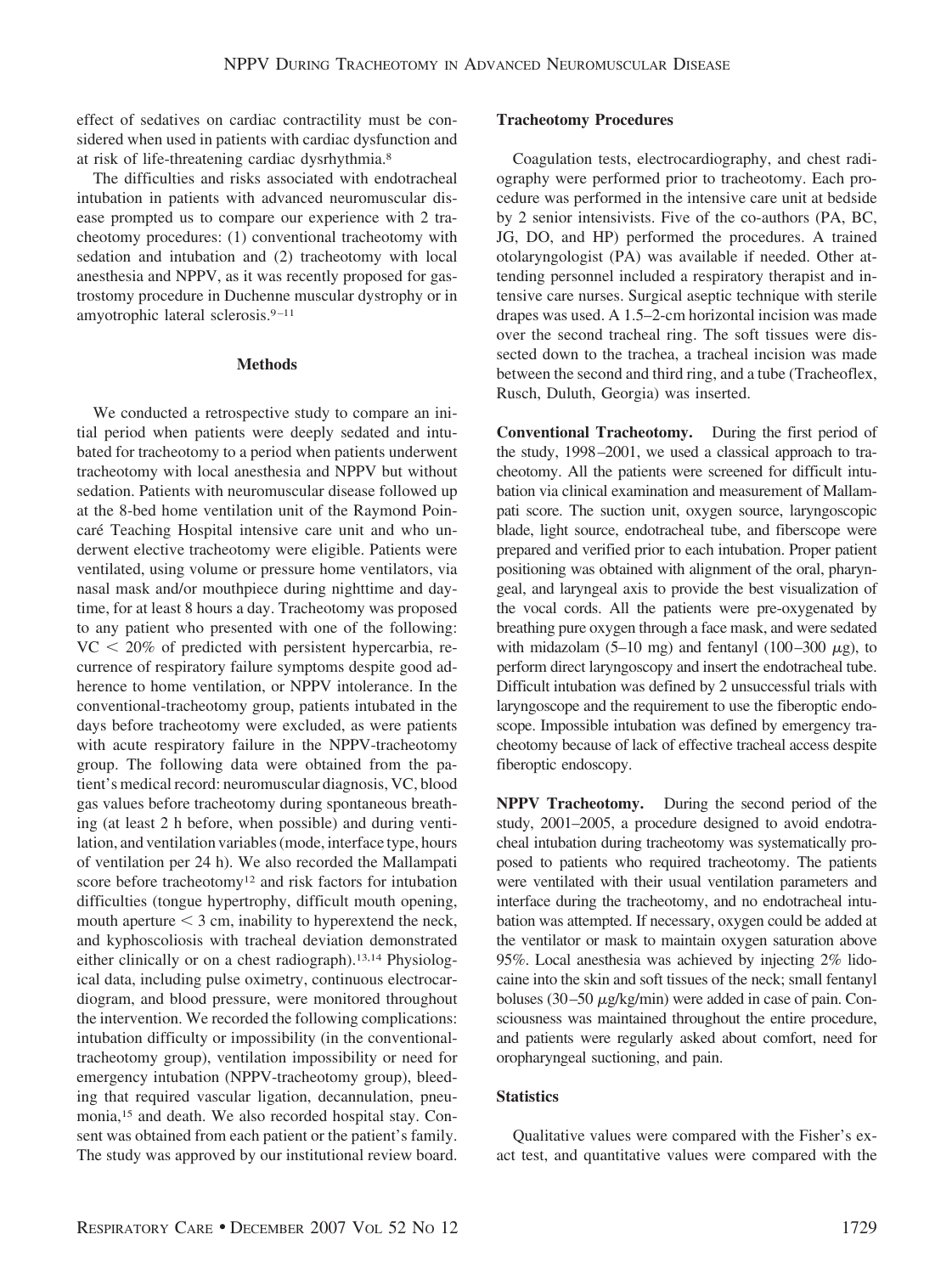effect of sedatives on cardiac contractility must be considered when used in patients with cardiac dysfunction and at risk of life-threatening cardiac dysrhythmia.[8]

The difficulties and risks associated with endotracheal intubation in patients with advanced neuromuscular disease prompted us to compare our experience with 2 tracheotomy procedures: (1) conventional tracheotomy with sedation and intubation and (2) tracheotomy with local anesthesia and NPPV, as it was recently proposed for gastrostomy procedure in Duchenne muscular dystrophy or in amyotrophic lateral sclerosis.[9–11]

## Methods

We conducted a retrospective study to compare an initial period when patients were deeply sedated and intubated for tracheotomy to a period when patients underwent tracheotomy with local anesthesia and NPPV but without sedation. Patients with neuromuscular disease followed up at the 8-bed home ventilation unit of the Raymond Poincaré Teaching Hospital intensive care unit and who underwent elective tracheotomy were eligible. Patients were ventilated, using volume or pressure home ventilators, via nasal mask and/or mouthpiece during nighttime and daytime, for at least 8 hours a day. Tracheotomy was proposed to any patient who presented with one of the following: VC $< 20\%$ of predicted with persistent hypercarbia, recurrence of respiratory failure symptoms despite good adherence to home ventilation, or NPPV intolerance. In the conventional-tracheotomy group, patients intubated in the days before tracheotomy were excluded, as were patients with acute respiratory failure in the NPPV-tracheotomy group. The following data were obtained from the patient's medical record: neuromuscular diagnosis, VC, blood gas values before tracheotomy during spontaneous breathing (at least 2 h before, when possible) and during ventilation, and ventilation variables (mode, interface type, hours of ventilation per 24 h). We also recorded the Mallampati score before tracheotomy[12] and risk factors for intubation difficulties (tongue hypertrophy, difficult mouth opening, mouth aperture $< 3$ cm, inability to hyperextend the neck, and kyphoscoliosis with tracheal deviation demonstrated either clinically or on a chest radiograph).[13,14] Physiological data, including pulse oximetry, continuous electrocardiogram, and blood pressure, were monitored throughout the intervention. We recorded the following complications: intubation difficulty or impossibility (in the conventional-tracheotomy group), ventilation impossibility or need for emergency intubation (NPPV-tracheotomy group), bleeding that required vascular ligation, decannulation, pneumonia,[15] and death. We also recorded hospital stay. Consent was obtained from each patient or the patient's family. The study was approved by our institutional review board.

### Tracheotomy Procedures

Coagulation tests, electrocardiography, and chest radiography were performed prior to tracheotomy. Each procedure was performed in the intensive care unit at bedside by 2 senior intensivists. Five of the co-authors (PA, BC, JG, DO, and HP) performed the procedures. A trained otolaryngologist (PA) was available if needed. Other attending personnel included a respiratory therapist and intensive care nurses. Surgical aseptic technique with sterile drapes was used. A 1.5–2-cm horizontal incision was made over the second tracheal ring. The soft tissues were dissected down to the trachea, a tracheal incision was made between the second and third ring, and a tube (Tracheoflex, Rusch, Duluth, Georgia) was inserted.

**Conventional Tracheotomy.** During the first period of the study, 1998–2001, we used a classical approach to tracheotomy. All the patients were screened for difficult intubation via clinical examination and measurement of Mallampati score. The suction unit, oxygen source, laryngoscopic blade, light source, endotracheal tube, and fiberscope were prepared and verified prior to each intubation. Proper patient positioning was obtained with alignment of the oral, pharyngeal, and laryngeal axis to provide the best visualization of the vocal cords. All the patients were pre-oxygenated by breathing pure oxygen through a face mask, and were sedated with midazolam (5–10 mg) and fentanyl (100–300 $\mu$g), to perform direct laryngoscopy and insert the endotracheal tube. Difficult intubation was defined by 2 unsuccessful trials with laryngoscope and the requirement to use the fiberoptic endoscope. Impossible intubation was defined by emergency tracheotomy because of lack of effective tracheal access despite fiberoptic endoscopy.

**NPPV Tracheotomy.** During the second period of the study, 2001–2005, a procedure designed to avoid endotracheal intubation during tracheotomy was systematically proposed to patients who required tracheotomy. The patients were ventilated with their usual ventilation parameters and interface during the tracheotomy, and no endotracheal intubation was attempted. If necessary, oxygen could be added at the ventilator or mask to maintain oxygen saturation above 95%. Local anesthesia was achieved by injecting 2% lidocaine into the skin and soft tissues of the neck; small fentanyl boluses (30–50 $\mu$g/kg/min) were added in case of pain. Consciousness was maintained throughout the entire procedure, and patients were regularly asked about comfort, need for oropharyngeal suctioning, and pain.

### Statistics

Qualitative values were compared with the Fisher's exact test, and quantitative values were compared with the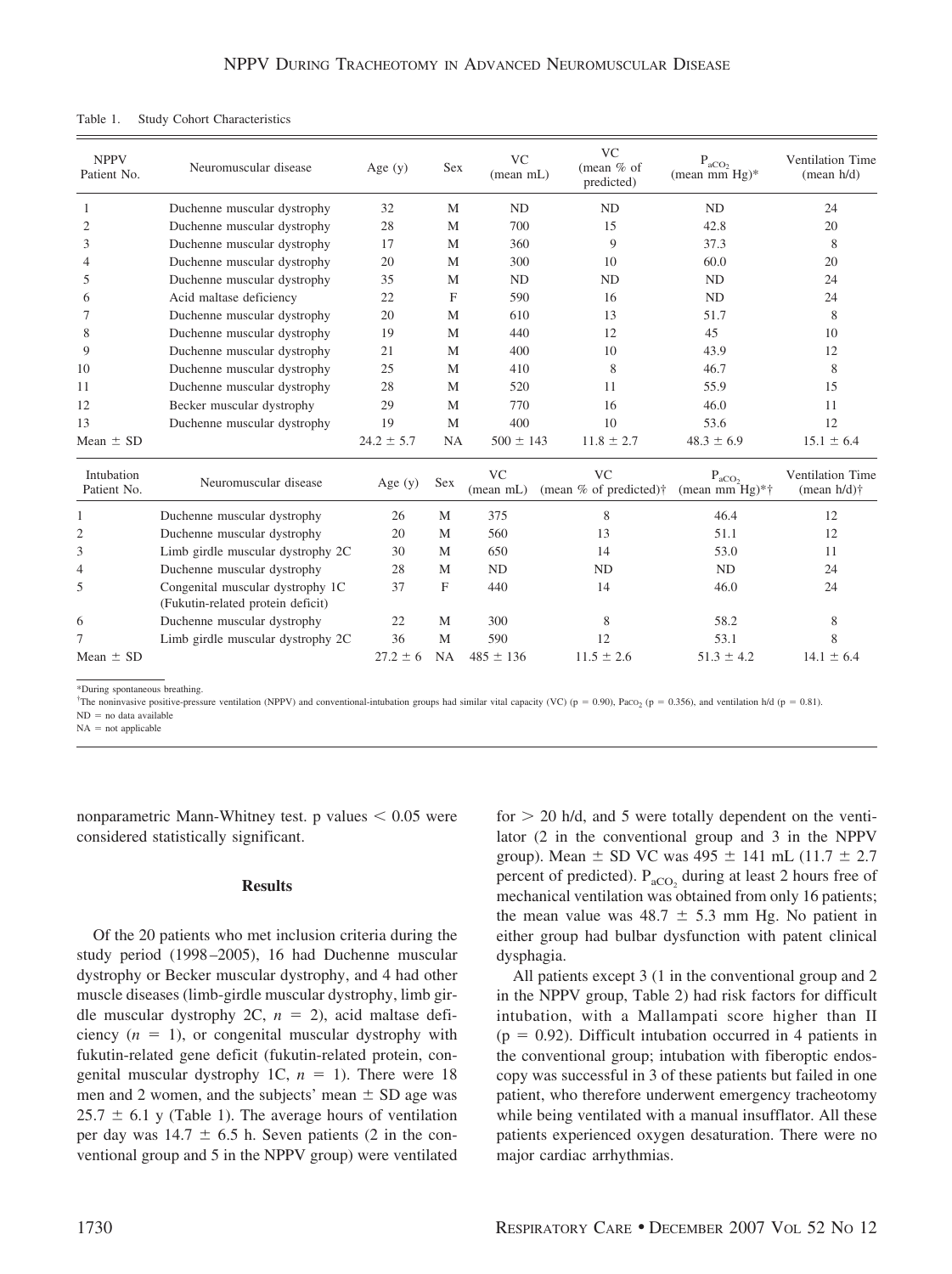Table 1. Study Cohort Characteristics

| NPPV Patient No. | Neuromuscular disease | Age (y) | Sex | VC (mean mL) | VC (mean % of predicted) | $P_{aCO_2}$ (mean mm Hg)* | Ventilation Time (mean h/d) |
|---|---|---|---|---|---|---|---|
| 1 | Duchenne muscular dystrophy | 32 | M | ND | ND | ND | 24 |
| 2 | Duchenne muscular dystrophy | 28 | M | 700 | 15 | 42.8 | 20 |
| 3 | Duchenne muscular dystrophy | 17 | M | 360 | 9 | 37.3 | 8 |
| 4 | Duchenne muscular dystrophy | 20 | M | 300 | 10 | 60.0 | 20 |
| 5 | Duchenne muscular dystrophy | 35 | M | ND | ND | ND | 24 |
| 6 | Acid maltase deficiency | 22 | F | 590 | 16 | ND | 24 |
| 7 | Duchenne muscular dystrophy | 20 | M | 610 | 13 | 51.7 | 8 |
| 8 | Duchenne muscular dystrophy | 19 | M | 440 | 12 | 45 | 10 |
| 9 | Duchenne muscular dystrophy | 21 | M | 400 | 10 | 43.9 | 12 |
| 10 | Duchenne muscular dystrophy | 25 | M | 410 | 8 | 46.7 | 8 |
| 11 | Duchenne muscular dystrophy | 28 | M | 520 | 11 | 55.9 | 15 |
| 12 | Becker muscular dystrophy | 29 | M | 770 | 16 | 46.0 | 11 |
| 13 | Duchenne muscular dystrophy | 19 | M | 400 | 10 | 53.6 | 12 |
| Mean ± SD | | 24.2 ± 5.7 | NA | 500 ± 143 | 11.8 ± 2.7 | 48.3 ± 6.9 | 15.1 ± 6.4 |
| **Intubation Patient No.** | **Neuromuscular disease** | **Age (y)** | **Sex** | **VC (mean mL)** | **VC (mean % of predicted)†** | **$P_{aCO_2}$ (mean mm Hg)*†** | **Ventilation Time (mean h/d)†** |
| 1 | Duchenne muscular dystrophy | 26 | M | 375 | 8 | 46.4 | 12 |
| 2 | Duchenne muscular dystrophy | 20 | M | 560 | 13 | 51.1 | 12 |
| 3 | Limb girdle muscular dystrophy 2C | 30 | M | 650 | 14 | 53.0 | 11 |
| 4 | Duchenne muscular dystrophy | 28 | M | ND | ND | ND | 24 |
| 5 | Congenital muscular dystrophy 1C (Fukutin-related protein deficit) | 37 | F | 440 | 14 | 46.0 | 24 |
| 6 | Duchenne muscular dystrophy | 22 | M | 300 | 8 | 58.2 | 8 |
| 7 | Limb girdle muscular dystrophy 2C | 36 | M | 590 | 12 | 53.1 | 8 |
| Mean ± SD | | 27.2 ± 6 | NA | 485 ± 136 | 11.5 ± 2.6 | 51.3 ± 4.2 | 14.1 ± 6.4 |

*During spontaneous breathing.
†The noninvasive positive-pressure ventilation (NPPV) and conventional-intubation groups had similar vital capacity (VC) ($p = 0.90$), $P_{aCO_2}$ ($p = 0.356$), and ventilation h/d ($p = 0.81$).
ND = no data available
NA = not applicable

nonparametric Mann-Whitney test. p values $< 0.05$ were considered statistically significant.

## Results

Of the 20 patients who met inclusion criteria during the study period (1998–2005), 16 had Duchenne muscular dystrophy or Becker muscular dystrophy, and 4 had other muscle diseases (limb-girdle muscular dystrophy, limb girdle muscular dystrophy 2C, $n = 2$), acid maltase deficiency ($n = 1$), or congenital muscular dystrophy with fukutin-related gene deficit (fukutin-related protein, congenital muscular dystrophy 1C, $n = 1$). There were 18 men and 2 women, and the subjects' mean ± SD age was 25.7 ± 6.1 y (Table 1). The average hours of ventilation per day was 14.7 ± 6.5 h. Seven patients (2 in the conventional group and 5 in the NPPV group) were ventilated for > 20 h/d, and 5 were totally dependent on the ventilator (2 in the conventional group and 3 in the NPPV group). Mean ± SD VC was 495 ± 141 mL (11.7 ± 2.7 percent of predicted). $P_{aCO_2}$ during at least 2 hours free of mechanical ventilation was obtained from only 16 patients; the mean value was 48.7 ± 5.3 mm Hg. No patient in either group had bulbar dysfunction with patent clinical dysphagia.

All patients except 3 (1 in the conventional group and 2 in the NPPV group, Table 2) had risk factors for difficult intubation, with a Mallampati score higher than II ($p = 0.92$). Difficult intubation occurred in 4 patients in the conventional group; intubation with fiberoptic endoscopy was successful in 3 of these patients but failed in one patient, who therefore underwent emergency tracheotomy while being ventilated with a manual insufflator. All these patients experienced oxygen desaturation. There were no major cardiac arrhythmias.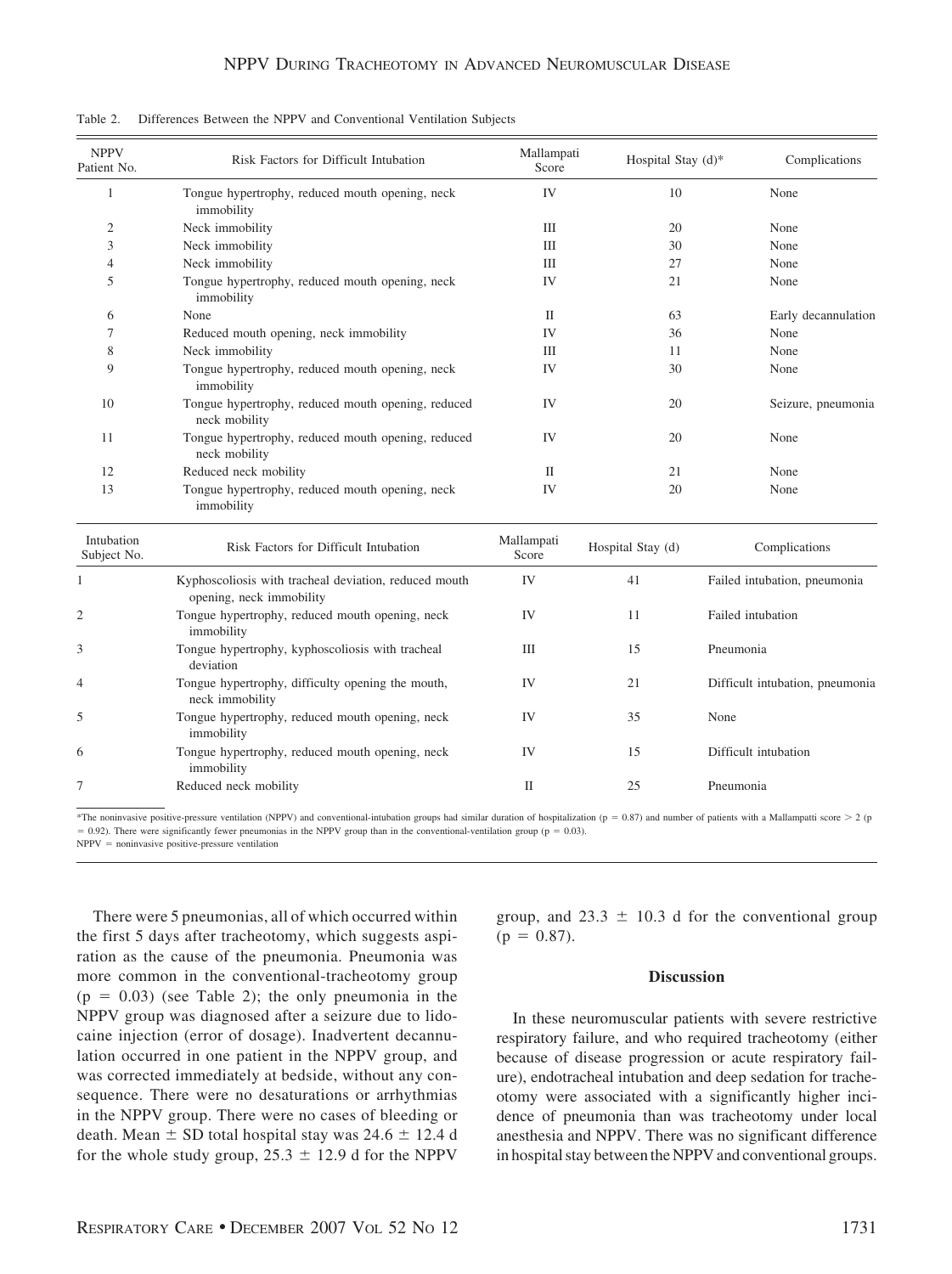Table 2. Differences Between the NPPV and Conventional Ventilation Subjects

| NPPV Patient No. | Risk Factors for Difficult Intubation | Mallampati Score | Hospital Stay (d)* | Complications |
|---|---|---|---|---|
| 1 | Tongue hypertrophy, reduced mouth opening, neck immobility | IV | 10 | None |
| 2 | Neck immobility | III | 20 | None |
| 3 | Neck immobility | III | 30 | None |
| 4 | Neck immobility | III | 27 | None |
| 5 | Tongue hypertrophy, reduced mouth opening, neck immobility | IV | 21 | None |
| 6 | None | II | 63 | Early decannulation |
| 7 | Reduced mouth opening, neck immobility | IV | 36 | None |
| 8 | Neck immobility | III | 11 | None |
| 9 | Tongue hypertrophy, reduced mouth opening, neck immobility | IV | 30 | None |
| 10 | Tongue hypertrophy, reduced mouth opening, reduced neck mobility | IV | 20 | Seizure, pneumonia |
| 11 | Tongue hypertrophy, reduced mouth opening, reduced neck mobility | IV | 20 | None |
| 12 | Reduced neck mobility | II | 21 | None |
| 13 | Tongue hypertrophy, reduced mouth opening, neck immobility | IV | 20 | None |
| **Intubation Subject No.** | **Risk Factors for Difficult Intubation** | **Mallampati Score** | **Hospital Stay (d)** | **Complications** |
| 1 | Kyphoscoliosis with tracheal deviation, reduced mouth opening, neck immobility | IV | 41 | Failed intubation, pneumonia |
| 2 | Tongue hypertrophy, reduced mouth opening, neck immobility | IV | 11 | Failed intubation |
| 3 | Tongue hypertrophy, kyphoscoliosis with tracheal deviation | III | 15 | Pneumonia |
| 4 | Tongue hypertrophy, difficulty opening the mouth, neck immobility | IV | 21 | Difficult intubation, pneumonia |
| 5 | Tongue hypertrophy, reduced mouth opening, neck immobility | IV | 35 | None |
| 6 | Tongue hypertrophy, reduced mouth opening, neck immobility | IV | 15 | Difficult intubation |
| 7 | Reduced neck mobility | II | 25 | Pneumonia |

*The noninvasive positive-pressure ventilation (NPPV) and conventional-intubation groups had similar duration of hospitalization ($p = 0.87$) and number of patients with a Mallampati score > 2 ($p = 0.92$). There were significantly fewer pneumonias in the NPPV group than in the conventional-ventilation group ($p = 0.03$).
NPPV = noninvasive positive-pressure ventilation

There were 5 pneumonias, all of which occurred within the first 5 days after tracheotomy, which suggests aspiration as the cause of the pneumonia. Pneumonia was more common in the conventional-tracheotomy group ($p = 0.03$) (see Table 2); the only pneumonia in the NPPV group was diagnosed after a seizure due to lidocaine injection (error of dosage). Inadvertent decannulation occurred in one patient in the NPPV group, and was corrected immediately at bedside, without any consequence. There were no desaturations or arrhythmias in the NPPV group. There were no cases of bleeding or death. Mean ± SD total hospital stay was 24.6 ± 12.4 d for the whole study group, 25.3 ± 12.9 d for the NPPV group, and 23.3 ± 10.3 d for the conventional group ($p = 0.87$).

## Discussion

In these neuromuscular patients with severe restrictive respiratory failure, and who required tracheotomy (either because of disease progression or acute respiratory failure), endotracheal intubation and deep sedation for tracheotomy were associated with a significantly higher incidence of pneumonia than was tracheotomy under local anesthesia and NPPV. There was no significant difference in hospital stay between the NPPV and conventional groups.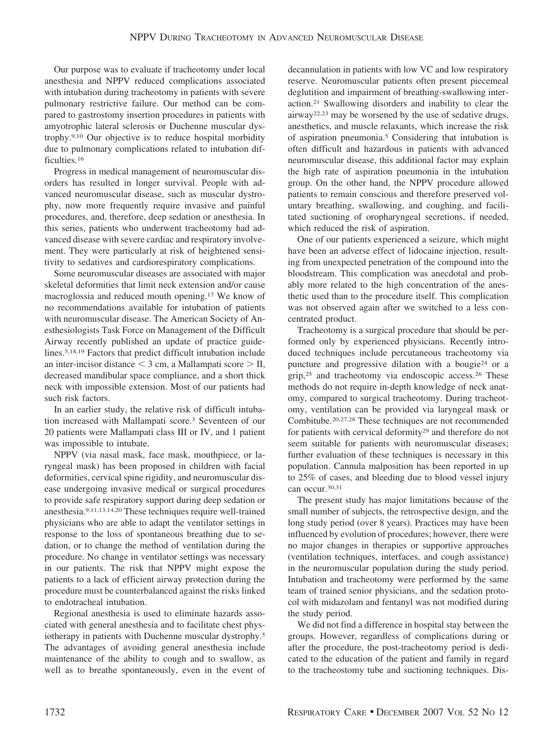Our purpose was to evaluate if tracheotomy under local anesthesia and NPPV reduced complications associated with intubation during tracheotomy in patients with severe pulmonary restrictive failure. Our method can be compared to gastrostomy insertion procedures in patients with amyotrophic lateral sclerosis or Duchenne muscular dystrophy.[9,10] Our objective is to reduce hospital morbidity due to pulmonary complications related to intubation difficulties.[16]

Progress in medical management of neuromuscular disorders has resulted in longer survival. People with advanced neuromuscular disease, such as muscular dystrophy, now more frequently require invasive and painful procedures, and, therefore, deep sedation or anesthesia. In this series, patients who underwent tracheotomy had advanced disease with severe cardiac and respiratory involvement. They were particularly at risk of heightened sensitivity to sedatives and cardiorespiratory complications.

Some neuromuscular diseases are associated with major skeletal deformities that limit neck extension and/or cause macroglossia and reduced mouth opening.[17] We know of no recommendations available for intubation of patients with neuromuscular disease. The American Society of Anesthesiologists Task Force on Management of the Difficult Airway recently published an update of practice guidelines.[5,18,19] Factors that predict difficult intubation include an inter-incisor distance < 3 cm, a Mallampati score > II, decreased mandibular space compliance, and a short thick neck with impossible extension. Most of our patients had such risk factors.

In an earlier study, the relative risk of difficult intubation increased with Mallampati score.[3] Seventeen of our 20 patients were Mallampati class III or IV, and 1 patient was impossible to intubate.

NPPV (via nasal mask, face mask, mouthpiece, or laryngeal mask) has been proposed in children with facial deformities, cervical spine rigidity, and neuromuscular disease undergoing invasive medical or surgical procedures to provide safe respiratory support during deep sedation or anesthesia.[9,11,13,14,20] These techniques require well-trained physicians who are able to adapt the ventilator settings in response to the loss of spontaneous breathing due to sedation, or to change the method of ventilation during the procedure. No change in ventilator settings was necessary in our patients. The risk that NPPV might expose the patients to a lack of efficient airway protection during the procedure must be counterbalanced against the risks linked to endotracheal intubation.

Regional anesthesia is used to eliminate hazards associated with general anesthesia and to facilitate chest physiotherapy in patients with Duchenne muscular dystrophy.[5] The advantages of avoiding general anesthesia include maintenance of the ability to cough and to swallow, as well as to breathe spontaneously, even in the event of decannulation in patients with low VC and low respiratory reserve. Neuromuscular patients often present piecemeal deglutition and impairment of breathing-swallowing interaction.[21] Swallowing disorders and inability to clear the airway[22,23] may be worsened by the use of sedative drugs, anesthetics, and muscle relaxants, which increase the risk of aspiration pneumonia.[5] Considering that intubation is often difficult and hazardous in patients with advanced neuromuscular disease, this additional factor may explain the high rate of aspiration pneumonia in the intubation group. On the other hand, the NPPV procedure allowed patients to remain conscious and therefore preserved voluntary breathing, swallowing, and coughing, and facilitated suctioning of oropharyngeal secretions, if needed, which reduced the risk of aspiration.

One of our patients experienced a seizure, which might have been an adverse effect of lidocaine injection, resulting from unexpected penetration of the compound into the bloodstream. This complication was anecdotal and probably more related to the high concentration of the anesthetic used than to the procedure itself. This complication was not observed again after we switched to a less concentrated product.

Tracheotomy is a surgical procedure that should be performed only by experienced physicians. Recently introduced techniques include percutaneous tracheotomy via puncture and progressive dilation with a bougie[24] or a grip,[25] and tracheotomy via endoscopic access.[26] These methods do not require in-depth knowledge of neck anatomy, compared to surgical tracheotomy. During tracheotomy, ventilation can be provided via laryngeal mask or Combitube.[20,27,28] These techniques are not recommended for patients with cervical deformity[29] and therefore do not seem suitable for patients with neuromuscular diseases; further evaluation of these techniques is necessary in this population. Cannula malposition has been reported in up to 25% of cases, and bleeding due to blood vessel injury can occur.[30,31]

The present study has major limitations because of the small number of subjects, the retrospective design, and the long study period (over 8 years). Practices may have been influenced by evolution of procedures; however, there were no major changes in therapies or supportive approaches (ventilation techniques, interfaces, and cough assistance) in the neuromuscular population during the study period. Intubation and tracheotomy were performed by the same team of trained senior physicians, and the sedation protocol with midazolam and fentanyl was not modified during the study period.

We did not find a difference in hospital stay between the groups. However, regardless of complications during or after the procedure, the post-tracheotomy period is dedicated to the education of the patient and family in regard to the tracheostomy tube and suctioning techniques. Dis-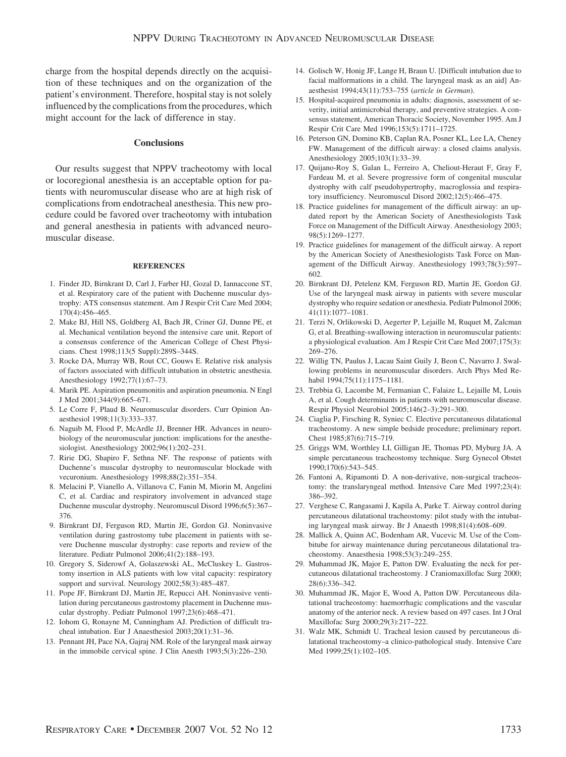charge from the hospital depends directly on the acquisition of these techniques and on the organization of the patient's environment. Therefore, hospital stay is not solely influenced by the complications from the procedures, which might account for the lack of difference in stay.

## Conclusions

Our results suggest that NPPV tracheotomy with local or locoregional anesthesia is an acceptable option for patients with neuromuscular disease who are at high risk of complications from endotracheal anesthesia. This new procedure could be favored over tracheotomy with intubation and general anesthesia in patients with advanced neuromuscular disease.

## REFERENCES

1. Finder JD, Birnkrant D, Carl J, Farber HJ, Gozal D, Iannaccone ST, et al. Respiratory care of the patient with Duchenne muscular dystrophy: ATS consensus statement. Am J Respir Crit Care Med 2004; 170(4):456–465.
2. Make BJ, Hill NS, Goldberg AI, Bach JR, Criner GJ, Dunne PE, et al. Mechanical ventilation beyond the intensive care unit. Report of a consensus conference of the American College of Chest Physicians. Chest 1998;113(5 Suppl):289S–344S.
3. Rocke DA, Murray WB, Rout CC, Gouws E. Relative risk analysis of factors associated with difficult intubation in obstetric anesthesia. Anesthesiology 1992;77(1):67–73.
4. Marik PE. Aspiration pneumonitis and aspiration pneumonia. N Engl J Med 2001;344(9):665–671.
5. Le Corre F, Plaud B. Neuromuscular disorders. Curr Opinion Anaesthesiol 1998;11(3):333–337.
6. Naguib M, Flood P, McArdle JJ, Brenner HR. Advances in neurobiology of the neuromuscular junction: implications for the anesthesiologist. Anesthesiology 2002;96(1):202–231.
7. Ririe DG, Shapiro F, Sethna NF. The response of patients with Duchenne's muscular dystrophy to neuromuscular blockade with vecuronium. Anesthesiology 1998;88(2):351–354.
8. Melacini P, Vianello A, Villanova C, Fanin M, Miorin M, Angelini C, et al. Cardiac and respiratory involvement in advanced stage Duchenne muscular dystrophy. Neuromuscul Disord 1996;6(5):367–376.
9. Birnkrant DJ, Ferguson RD, Martin JE, Gordon GJ. Noninvasive ventilation during gastrostomy tube placement in patients with severe Duchenne muscular dystrophy: case reports and review of the literature. Pediatr Pulmonol 2006;41(2):188–193.
10. Gregory S, Siderowf A, Golaszewski AL, McCluskey L. Gastrostomy insertion in ALS patients with low vital capacity: respiratory support and survival. Neurology 2002;58(3):485–487.
11. Pope JF, Birnkrant DJ, Martin JE, Repucci AH. Noninvasive ventilation during percutaneous gastrostomy placement in Duchenne muscular dystrophy. Pediatr Pulmonol 1997;23(6):468–471.
12. Iohom G, Ronayne M, Cunningham AJ. Prediction of difficult tracheal intubation. Eur J Anaesthesiol 2003;20(1):31–36.
13. Pennant JH, Pace NA, Gajraj NM. Role of the laryngeal mask airway in the immobile cervical spine. J Clin Anesth 1993;5(3):226–230.
14. Golisch W, Honig JF, Lange H, Braun U. [Difficult intubation due to facial malformations in a child. The laryngeal mask as an aid] Anaesthesist 1994;43(11):753–755 (*article in German*).
15. Hospital-acquired pneumonia in adults: diagnosis, assessment of severity, initial antimicrobial therapy, and preventive strategies. A consensus statement, American Thoracic Society, November 1995. Am J Respir Crit Care Med 1996;153(5):1711–1725.
16. Peterson GN, Domino KB, Caplan RA, Posner KL, Lee LA, Cheney FW. Management of the difficult airway: a closed claims analysis. Anesthesiology 2005;103(1):33–39.
17. Quijano-Roy S, Galan L, Ferreiro A, Cheliout-Heraut F, Gray F, Fardeau M, et al. Severe progressive form of congenital muscular dystrophy with calf pseudohypertrophy, macroglossia and respiratory insufficiency. Neuromuscul Disord 2002;12(5):466–475.
18. Practice guidelines for management of the difficult airway: an updated report by the American Society of Anesthesiologists Task Force on Management of the Difficult Airway. Anesthesiology 2003; 98(5):1269–1277.
19. Practice guidelines for management of the difficult airway. A report by the American Society of Anesthesiologists Task Force on Management of the Difficult Airway. Anesthesiology 1993;78(3):597–602.
20. Birnkrant DJ, Petelenz KM, Ferguson RD, Martin JE, Gordon GJ. Use of the laryngeal mask airway in patients with severe muscular dystrophy who require sedation or anesthesia. Pediatr Pulmonol 2006; 41(11):1077–1081.
21. Terzi N, Orlikowski D, Aegerter P, Lejaille M, Ruquet M, Zalcman G, et al. Breathing-swallowing interaction in neuromuscular patients: a physiological evaluation. Am J Respir Crit Care Med 2007;175(3): 269–276.
22. Willig TN, Paulus J, Lacau Saint Guily J, Beon C, Navarro J. Swallowing problems in neuromuscular disorders. Arch Phys Med Rehabil 1994;75(11):1175–1181.
23. Trebbia G, Lacombe M, Fermanian C, Falaize L, Lejaille M, Louis A, et al. Cough determinants in patients with neuromuscular disease. Respir Physiol Neurobiol 2005;146(2–3):291–300.
24. Ciaglia P, Firsching R, Syniec C. Elective percutaneous dilatational tracheostomy. A new simple bedside procedure; preliminary report. Chest 1985;87(6):715–719.
25. Griggs WM, Worthley LI, Gilligan JE, Thomas PD, Myburg JA. A simple percutaneous tracheostomy technique. Surg Gynecol Obstet 1990;170(6):543–545.
26. Fantoni A, Ripamonti D. A non-derivative, non-surgical tracheostomy: the translaryngeal method. Intensive Care Med 1997;23(4): 386–392.
27. Verghese C, Rangasami J, Kapila A, Parke T. Airway control during percutaneous dilatational tracheostomy: pilot study with the intubating laryngeal mask airway. Br J Anaesth 1998;81(4):608–609.
28. Mallick A, Quinn AC, Bodenham AR, Vucevic M. Use of the Combitube for airway maintenance during percutaneous dilatational tracheostomy. Anaesthesia 1998;53(3):249–255.
29. Muhammad JK, Major E, Patton DW. Evaluating the neck for percutaneous dilatational tracheostomy. J Craniomaxillofac Surg 2000; 28(6):336–342.
30. Muhammad JK, Major E, Wood A, Patton DW. Percutaneous dilatational tracheostomy: haemorrhagic complications and the vascular anatomy of the anterior neck. A review based on 497 cases. Int J Oral Maxillofac Surg 2000;29(3):217–222.
31. Walz MK, Schmidt U. Tracheal lesion caused by percutaneous dilatational tracheostomy–a clinico-pathological study. Intensive Care Med 1999;25(1):102–105.